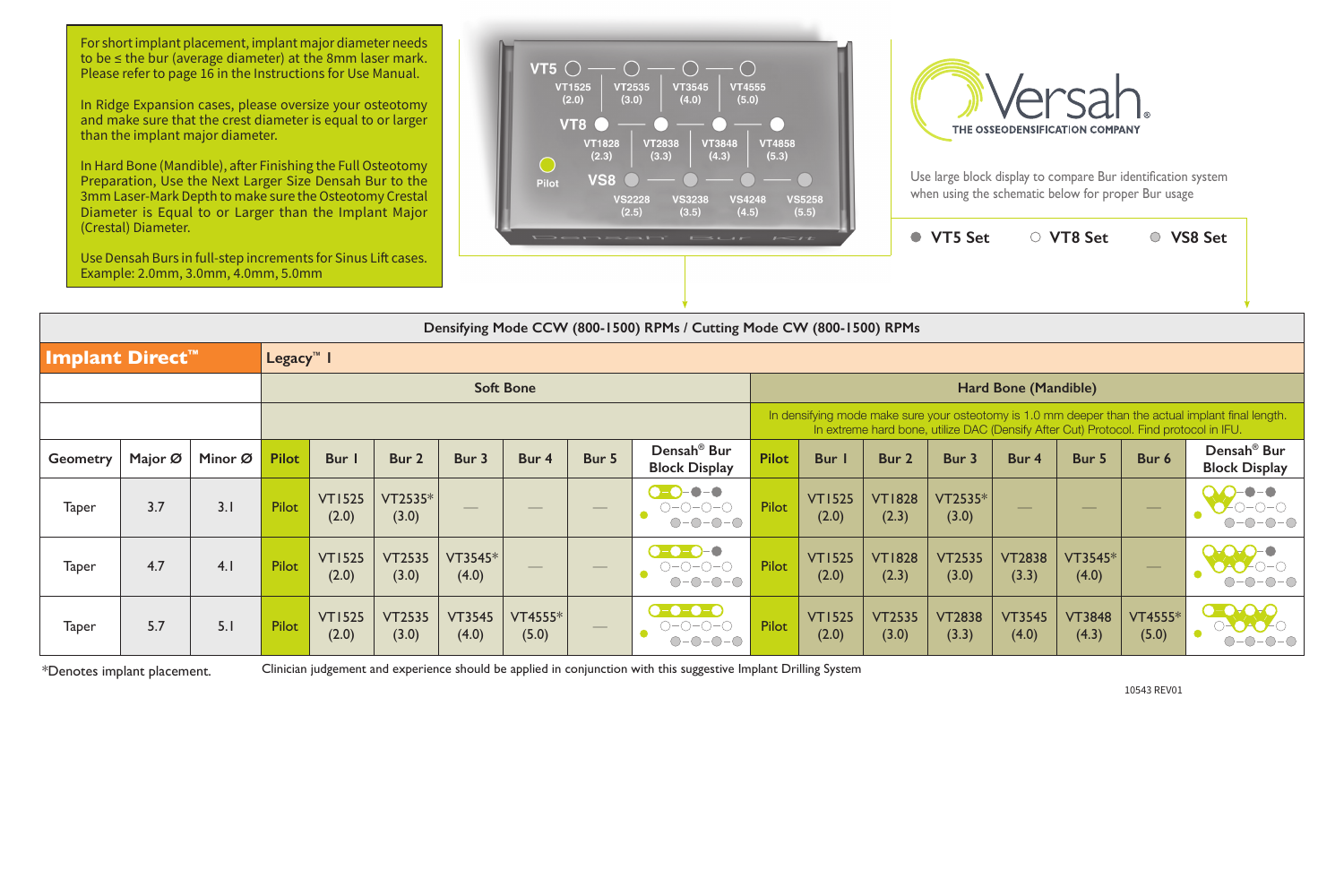For short implant placement, implant major diameter needs to be ≤ the bur (average diameter) at the 8mm laser mark. Please refer to page 16 in the Instructions for Use Manual.

In Ridge Expansion cases, please oversize your osteotomy and make sure that the crest diameter is equal to or larger than the implant major diameter.

In Hard Bone (Mandible), after Finishing the Full Osteotomy Preparation, Use the Next Larger Size Densah Bur to the 3mm Laser-Mark Depth to make sure the Osteotomy Crestal Diameter is Equal to or Larger than the Implant Major (Crestal) Diameter.

Use Densah Burs in full-step increments for Sinus Lift cases. Example: 2.0mm, 3.0mm, 4.0mm, 5.0mm

| | | | | |
|---|---|---|---|---|
| VT5 | VT1525 (2.0) | VT2535 (3.0) | VT3545 (4.0) | VT4555 (5.0) |
| VT8 | VT1828 (2.3) | VT2838 (3.3) | VT3848 (4.3) | VT4858 (5.3) |
| VS8 | VS2228 (2.5) | VS3238 (3.5) | VS4248 (4.5) | VS5258 (5.5) |

Pilot

Densah Bur Kit

# Versah

THE OSSEODENSIFICATION COMPANY

Use large block display to compare Bur identification system when using the schematic below for proper Bur usage

● VT5 Set ○ VT8 Set ● VS8 Set

| Densifying Mode CCW (800-1500) RPMs / Cutting Mode CW (800-1500) RPMs | | | | | | | | | | | | | | | | | | |
|---|---|---|---|---|---|---|---|---|---|---|---|---|---|---|---|---|---|---|
| **Implant Direct™** | | | Legacy™ 1 | | | | | | | | | | | | | | | |
| | | | Soft Bone | | | | | | | Hard Bone (Mandible) | | | | | | | | |
| | | | | | | | | | | In densifying mode make sure your osteotomy is 1.0 mm deeper than the actual implant final length. In extreme hard bone, utilize DAC (Densify After Cut) Protocol. Find protocol in IFU. | | | | | | | | |
| Geometry | Major Ø | Minor Ø | Pilot | Bur 1 | Bur 2 | Bur 3 | Bur 4 | Bur 5 | Densah® Bur Block Display | Pilot | Bur 1 | Bur 2 | Bur 3 | Bur 4 | Bur 5 | Bur 6 | Densah® Bur Block Display |
| Taper | 3.7 | 3.1 | Pilot | VT1525 (2.0) | VT2535* (3.0) | — | — | — | | Pilot | VT1525 (2.0) | VT1828 (2.3) | VT2535* (3.0) | — | — | — | |
| Taper | 4.7 | 4.1 | Pilot | VT1525 (2.0) | VT2535 (3.0) | VT3545* (4.0) | — | — | | Pilot | VT1525 (2.0) | VT1828 (2.3) | VT2535 (3.0) | VT2838 (3.3) | VT3545* (4.0) | — | |
| Taper | 5.7 | 5.1 | Pilot | VT1525 (2.0) | VT2535 (3.0) | VT3545 (4.0) | VT4555* (5.0) | — | | Pilot | VT1525 (2.0) | VT2535 (3.0) | VT2838 (3.3) | VT3545 (4.0) | VT3848 (4.3) | VT4555* (5.0) | |

*Denotes implant placement.

Clinician judgement and experience should be applied in conjunction with this suggestive Implant Drilling System

10543 REV01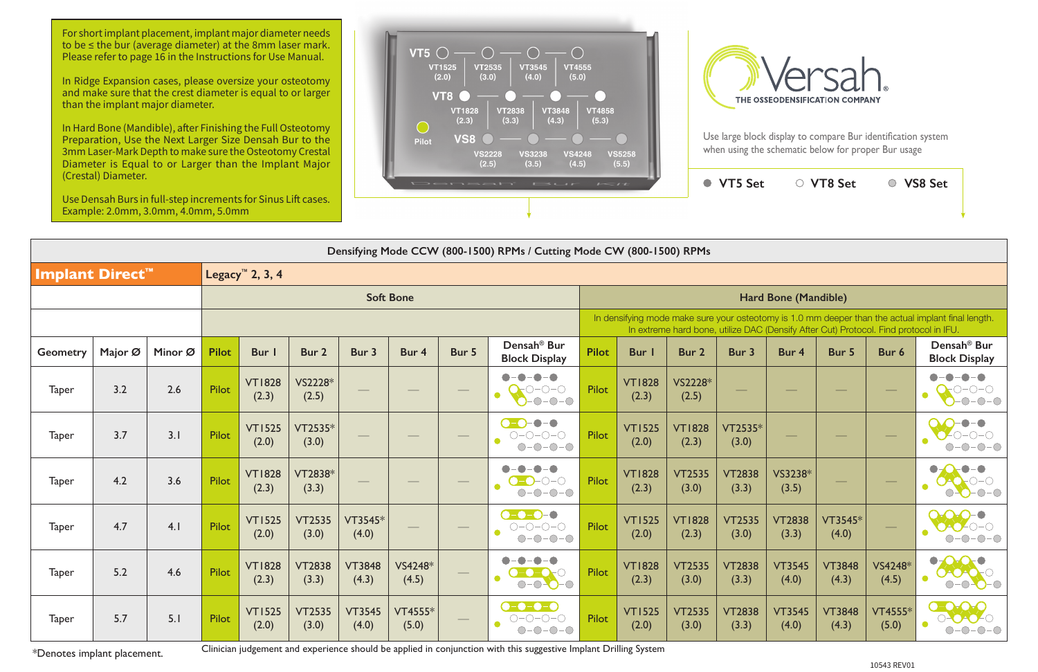For short implant placement, implant major diameter needs to be ≤ the bur (average diameter) at the 8mm laser mark. Please refer to page 16 in the Instructions for Use Manual.

In Ridge Expansion cases, please oversize your osteotomy and make sure that the crest diameter is equal to or larger than the implant major diameter.

In Hard Bone (Mandible), after Finishing the Full Osteotomy Preparation, Use the Next Larger Size Densah Bur to the 3mm Laser-Mark Depth to make sure the Osteotomy Crestal Diameter is Equal to or Larger than the Implant Major (Crestal) Diameter.

Use Densah Burs in full-step increments for Sinus Lift cases. Example: 2.0mm, 3.0mm, 4.0mm, 5.0mm

VT5: VT1525 (2.0) — VT2535 (3.0) — VT3545 (4.0) — VT4555 (5.0)

VT8: VT1828 (2.3) — VT2838 (3.3) — VT3848 (4.3) — VT4858 (5.3)

Pilot

VS8: VS2228 (2.5) — VS3238 (3.5) — VS4248 (4.5) — VS5258 (5.5)

Densah Bur Kit

Versah® THE OSSEODENSIFICATION COMPANY

Use large block display to compare Bur identification system when using the schematic below for proper Bur usage

● VT5 Set ○ VT8 Set ● VS8 Set

| Densifying Mode CCW (800-1500) RPMs / Cutting Mode CW (800-1500) RPMs | | | | | | | | | | | | | | | | | | | |
|---|---|---|---|---|---|---|---|---|---|---|---|---|---|---|---|---|---|---|---|
| **Implant Direct™** | | | Legacy™ 2, 3, 4 | | | | | | | | | | | | | | | | |
| | | | Soft Bone | | | | | | | Hard Bone (Mandible) | | | | | | | | | |
| | | | | | | | | | | In densifying mode make sure your osteotomy is 1.0 mm deeper than the actual implant final length. In extreme hard bone, utilize DAC (Densify After Cut) Protocol. Find protocol in IFU. | | | | | | | | | |
| Geometry | Major Ø | Minor Ø | Pilot | Bur 1 | Bur 2 | Bur 3 | Bur 4 | Bur 5 | Densah® Bur Block Display | Pilot | Bur 1 | Bur 2 | Bur 3 | Bur 4 | Bur 5 | Bur 6 | Densah® Bur Block Display |
| Taper | 3.2 | 2.6 | Pilot | VT1828 (2.3) | VS2228* (2.5) | — | — | — | | Pilot | VT1828 (2.3) | VS2228* (2.5) | — | — | — | — | |
| Taper | 3.7 | 3.1 | Pilot | VT1525 (2.0) | VT2535* (3.0) | — | — | — | | Pilot | VT1525 (2.0) | VT1828 (2.3) | VT2535* (3.0) | — | — | — | |
| Taper | 4.2 | 3.6 | Pilot | VT1828 (2.3) | VT2838* (3.3) | — | — | — | | Pilot | VT1828 (2.3) | VT2535 (3.0) | VT2838 (3.3) | VS3238* (3.5) | — | — | |
| Taper | 4.7 | 4.1 | Pilot | VT1525 (2.0) | VT2535 (3.0) | VT3545* (4.0) | — | — | | Pilot | VT1525 (2.0) | VT1828 (2.3) | VT2535 (3.0) | VT2838 (3.3) | VT3545* (4.0) | — | |
| Taper | 5.2 | 4.6 | Pilot | VT1828 (2.3) | VT2838 (3.3) | VT3848 (4.3) | VS4248* (4.5) | — | | Pilot | VT1828 (2.3) | VT2535 (3.0) | VT2838 (3.3) | VT3545 (4.0) | VT3848 (4.3) | VS4248* (4.5) | |
| Taper | 5.7 | 5.1 | Pilot | VT1525 (2.0) | VT2535 (3.0) | VT3545 (4.0) | VT4555* (5.0) | — | | Pilot | VT1525 (2.0) | VT2535 (3.0) | VT2838 (3.3) | VT3545 (4.0) | VT3848 (4.3) | VT4555* (5.0) | |

*Denotes implant placement.

Clinician judgement and experience should be applied in conjunction with this suggestive Implant Drilling System

10543 REV01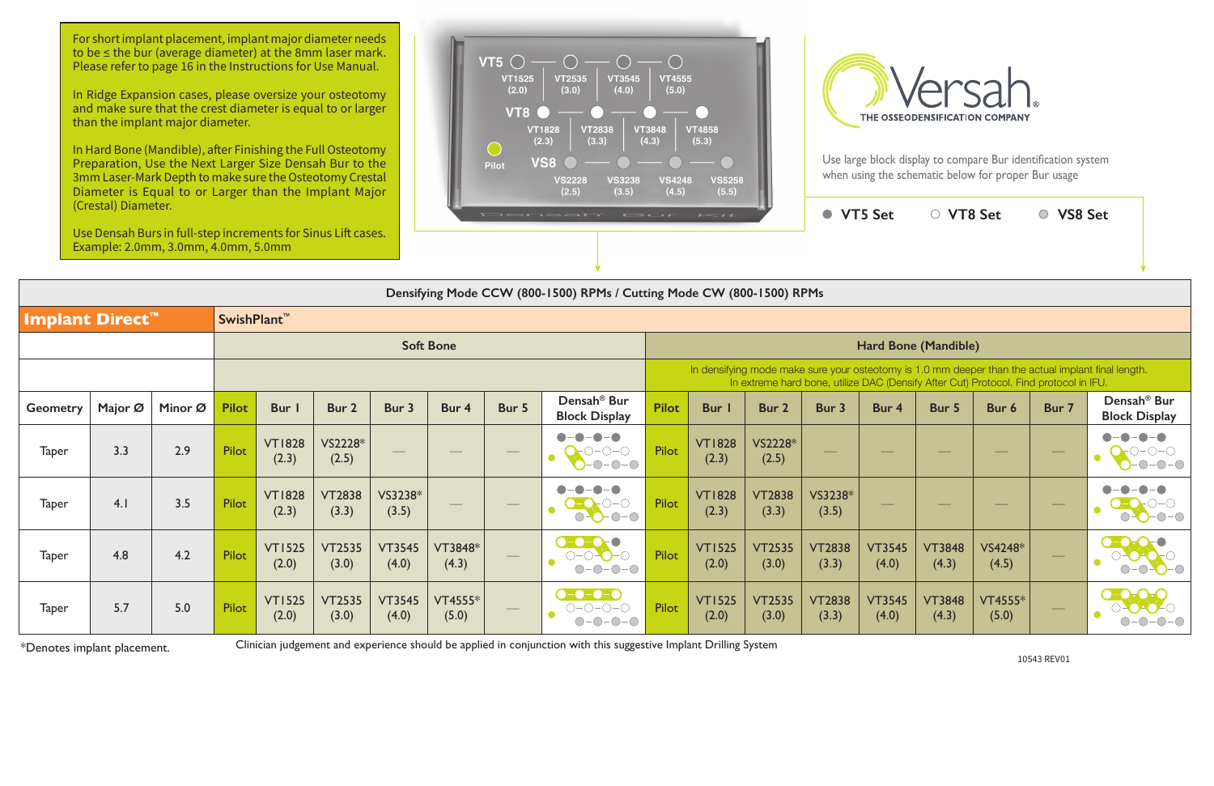For short implant placement, implant major diameter needs to be ≤ the bur (average diameter) at the 8mm laser mark. Please refer to page 16 in the Instructions for Use Manual.

In Ridge Expansion cases, please oversize your osteotomy and make sure that the crest diameter is equal to or larger than the implant major diameter.

In Hard Bone (Mandible), after Finishing the Full Osteotomy Preparation, Use the Next Larger Size Densah Bur to the 3mm Laser-Mark Depth to make sure the Osteotomy Crestal Diameter is Equal to or Larger than the Implant Major (Crestal) Diameter.

Use Densah Burs in full-step increments for Sinus Lift cases. Example: 2.0mm, 3.0mm, 4.0mm, 5.0mm

VT5: VT1525 (2.0), VT2535 (3.0), VT3545 (4.0), VT4555 (5.0)

VT8: VT1828 (2.3), VT2838 (3.3), VT3848 (4.3), VT4858 (5.3)

Pilot

VS8: VS2228 (2.5), VS3238 (3.5), VS4248 (4.5), VS5258 (5.5)

Densah Bur Kit

**Versah®** THE OSSEODENSIFICATION COMPANY

Use large block display to compare Bur identification system when using the schematic below for proper Bur usage

● VT5 Set ○ VT8 Set ● VS8 Set

| Densifying Mode CCW (800-1500) RPMs / Cutting Mode CW (800-1500) RPMs | | | | | | | | | | | | | | | | | | | |
|---|---|---|---|---|---|---|---|---|---|---|---|---|---|---|---|---|---|---|---|
| **Implant Direct™** | | | SwishPlant™ | | | | | | | | | | | | | | | | |
| | | | Soft Bone | | | | | | | Hard Bone (Mandible) | | | | | | | | | |
| | | | | | | | | | | In densifying mode make sure your osteotomy is 1.0 mm deeper than the actual implant final length. In extreme hard bone, utilize DAC (Densify After Cut) Protocol. Find protocol in IFU. | | | | | | | | | |
| Geometry | Major Ø | Minor Ø | Pilot | Bur 1 | Bur 2 | Bur 3 | Bur 4 | Bur 5 | Densah® Bur Block Display | Pilot | Bur 1 | Bur 2 | Bur 3 | Bur 4 | Bur 5 | Bur 6 | Bur 7 | Densah® Bur Block Display |
| Taper | 3.3 | 2.9 | Pilot | VT1828 (2.3) | VS2228* (2.5) | — | — | — | | Pilot | VT1828 (2.3) | VS2228* (2.5) | — | — | — | — | — | |
| Taper | 4.1 | 3.5 | Pilot | VT1828 (2.3) | VT2838 (3.3) | VS3238* (3.5) | — | — | | Pilot | VT1828 (2.3) | VT2838 (3.3) | VS3238* (3.5) | — | — | — | — | |
| Taper | 4.8 | 4.2 | Pilot | VT1525 (2.0) | VT2535 (3.0) | VT3545 (4.0) | VT3848* (4.3) | — | | Pilot | VT1525 (2.0) | VT2535 (3.0) | VT2838 (3.3) | VT3545 (4.0) | VT3848 (4.3) | VS4248* (4.5) | — | |
| Taper | 5.7 | 5.0 | Pilot | VT1525 (2.0) | VT2535 (3.0) | VT3545 (4.0) | VT4555* (5.0) | — | | Pilot | VT1525 (2.0) | VT2535 (3.0) | VT2838 (3.3) | VT3545 (4.0) | VT3848 (4.3) | VT4555* (5.0) | — | |

*Denotes implant placement.

Clinician judgement and experience should be applied in conjunction with this suggestive Implant Drilling System

10543 REV01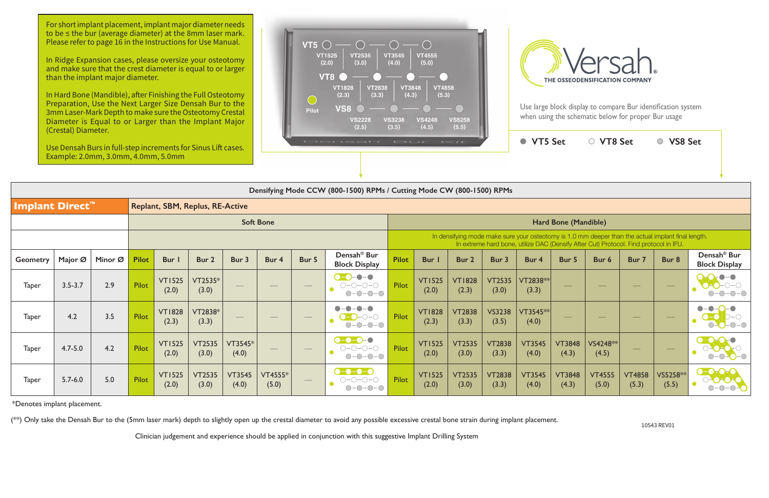For short implant placement, implant major diameter needs to be ≤ the bur (average diameter) at the 8mm laser mark. Please refer to page 16 in the Instructions for Use Manual.

In Ridge Expansion cases, please oversize your osteotomy and make sure that the crest diameter is equal to or larger than the implant major diameter.

In Hard Bone (Mandible), after Finishing the Full Osteotomy Preparation, Use the Next Larger Size Densah Bur to the 3mm Laser-Mark Depth to make sure the Osteotomy Crestal Diameter is Equal to or Larger than the Implant Major (Crestal) Diameter.

Use Densah Burs in full-step increments for Sinus Lift cases. Example: 2.0mm, 3.0mm, 4.0mm, 5.0mm

VT5: VT1525 (2.0) — VT2535 (3.0) — VT3545 (4.0) — VT4555 (5.0)

VT8: VT1828 (2.3) — VT2838 (3.3) — VT3848 (4.3) — VT4858 (5.3)

Pilot

VS8: VS2228 (2.5) — VS3238 (3.5) — VS4248 (4.5) — VS5258 (5.5)

Densah Bur Kit

**Versah** THE OSSEODENSIFICATION COMPANY

Use large block display to compare Bur identification system when using the schematic below for proper Bur usage

● VT5 Set ○ VT8 Set ● VS8 Set

**Densifying Mode CCW (800-1500) RPMs / Cutting Mode CW (800-1500) RPMs**

| **Implant Direct™** | | | Replant, SBM, Replus, RE-Active | | | | | | | | | | | | | | | | | |
|---|---|---|---|---|---|---|---|---|---|---|---|---|---|---|---|---|---|---|---|---|
| | | | Soft Bone | | | | | | | Hard Bone (Mandible) | | | | | | | | | | |
| | | | | | | | | | | In densifying mode make sure your osteotomy is 1.0 mm deeper than the actual implant final length. In extreme hard bone, utilize DAC (Densify After Cut) Protocol. Find protocol in IFU. | | | | | | | | | | |
| Geometry | Major Ø | Minor Ø | Pilot | Bur 1 | Bur 2 | Bur 3 | Bur 4 | Bur 5 | Densah® Bur Block Display | Pilot | Bur 1 | Bur 2 | Bur 3 | Bur 4 | Bur 5 | Bur 6 | Bur 7 | Bur 8 | Densah® Bur Block Display |
| Taper | 3.5-3.7 | 2.9 | Pilot | VT1525 (2.0) | VT2535* (3.0) | — | — | — | | Pilot | VT1525 (2.0) | VT1828 (2.3) | VT2535 (3.0) | VT2838** (3.3) | — | — | — | — | |
| Taper | 4.2 | 3.5 | Pilot | VT1828 (2.3) | VT2838* (3.3) | — | — | — | | Pilot | VT1828 (2.3) | VT2838 (3.3) | VS3238 (3.5) | VT3545** (4.0) | — | — | — | — | |
| Taper | 4.7-5.0 | 4.2 | Pilot | VT1525 (2.0) | VT2535 (3.0) | VT3545* (4.0) | — | — | | Pilot | VT1525 (2.0) | VT2535 (3.0) | VT2838 (3.3) | VT3545 (4.0) | VT3848 (4.3) | VS4248** (4.5) | — | — | |
| Taper | 5.7-6.0 | 5.0 | Pilot | VT1525 (2.0) | VT2535 (3.0) | VT3545 (4.0) | VT4555* (5.0) | — | | Pilot | VT1525 (2.0) | VT2535 (3.0) | VT2838 (3.3) | VT3545 (4.0) | VT3848 (4.3) | VT4555 (5.0) | VT4858 (5.3) | VS5258** (5.5) | |

*Denotes implant placement.

(**) Only take the Densah Bur to the (5mm laser mark) depth to slightly open up the crestal diameter to avoid any possible excessive crestal bone strain during implant placement.

10543 REV01

Clinician judgement and experience should be applied in conjunction with this suggestive Implant Drilling System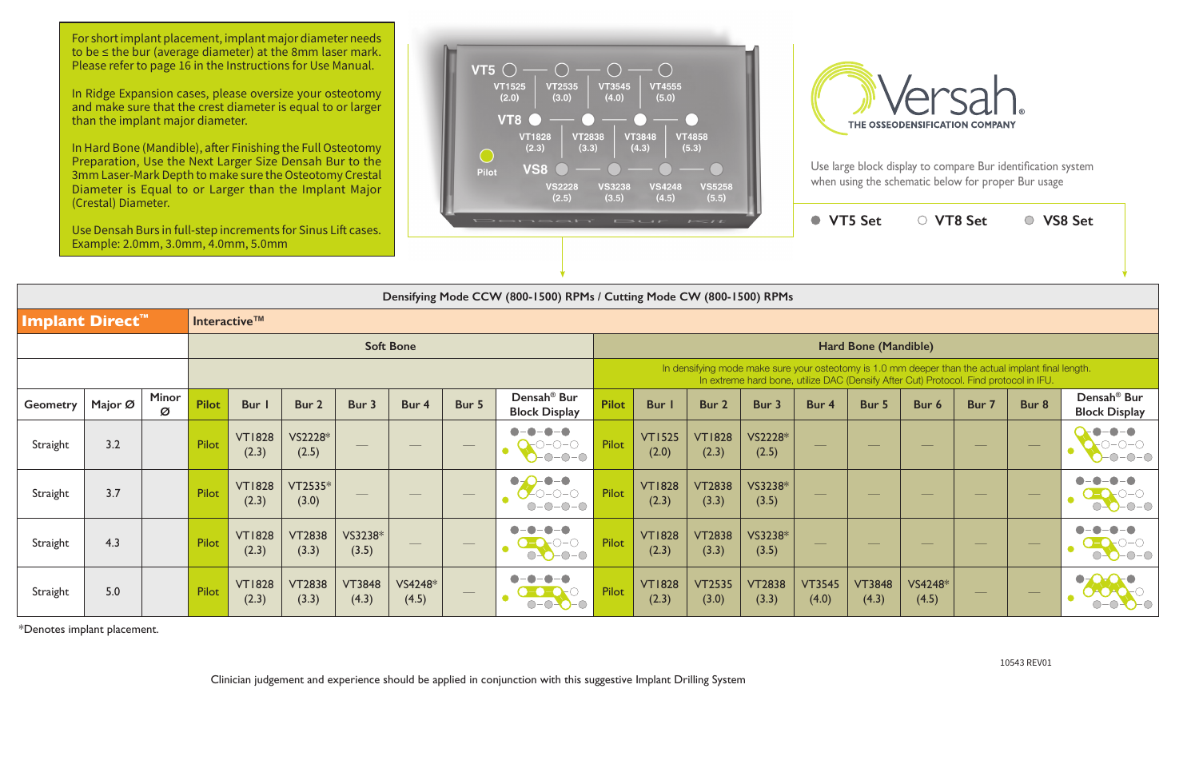For short implant placement, implant major diameter needs to be ≤ the bur (average diameter) at the 8mm laser mark. Please refer to page 16 in the Instructions for Use Manual.

In Ridge Expansion cases, please oversize your osteotomy and make sure that the crest diameter is equal to or larger than the implant major diameter.

In Hard Bone (Mandible), after Finishing the Full Osteotomy Preparation, Use the Next Larger Size Densah Bur to the 3mm Laser-Mark Depth to make sure the Osteotomy Crestal Diameter is Equal to or Larger than the Implant Major (Crestal) Diameter.

Use Densah Burs in full-step increments for Sinus Lift cases. Example: 2.0mm, 3.0mm, 4.0mm, 5.0mm

VT5: VT1525 (2.0) — VT2535 (3.0) — VT3545 (4.0) — VT4555 (5.0)

VT8: VT1828 (2.3) — VT2838 (3.3) — VT3848 (4.3) — VT4858 (5.3)

Pilot

VS8: VS2228 (2.5) — VS3238 (3.5) — VS4248 (4.5) — VS5258 (5.5)

Densah Bur Kit

Versah® THE OSSEODENSIFICATION COMPANY

Use large block display to compare Bur identification system when using the schematic below for proper Bur usage

● VT5 Set ○ VT8 Set ◎ VS8 Set

| Densifying Mode CCW (800-1500) RPMs / Cutting Mode CW (800-1500) RPMs | | | | | | | | | | | | | | | | | | | | |
|---|---|---|---|---|---|---|---|---|---|---|---|---|---|---|---|---|---|---|---|---|
| **Implant Direct™** | | | Interactive™ | | | | | | | | | | | | | | | | | |
| | | | Soft Bone | | | | | | | Hard Bone (Mandible) | | | | | | | | | | |
| | | | | | | | | | | In densifying mode make sure your osteotomy is 1.0 mm deeper than the actual implant final length. In extreme hard bone, utilize DAC (Densify After Cut) Protocol. Find protocol in IFU. | | | | | | | | | | |
| Geometry | Major Ø | Minor Ø | Pilot | Bur 1 | Bur 2 | Bur 3 | Bur 4 | Bur 5 | Densah® Bur Block Display | Pilot | Bur 1 | Bur 2 | Bur 3 | Bur 4 | Bur 5 | Bur 6 | Bur 7 | Bur 8 | Densah® Bur Block Display |
| Straight | 3.2 | | Pilot | VT1828 (2.3) | VS2228* (2.5) | — | — | — | | Pilot | VT1525 (2.0) | VT1828 (2.3) | VS2228* (2.5) | — | — | — | — | — | |
| Straight | 3.7 | | Pilot | VT1828 (2.3) | VT2535* (3.0) | — | — | — | | Pilot | VT1828 (2.3) | VT2838 (3.3) | VS3238* (3.5) | — | — | — | — | — | |
| Straight | 4.3 | | Pilot | VT1828 (2.3) | VT2838 (3.3) | VS3238* (3.5) | — | — | | Pilot | VT1828 (2.3) | VT2838 (3.3) | VS3238* (3.5) | — | — | — | — | — | |
| Straight | 5.0 | | Pilot | VT1828 (2.3) | VT2838 (3.3) | VT3848 (4.3) | VS4248* (4.5) | — | | Pilot | VT1828 (2.3) | VT2535 (3.0) | VT2838 (3.3) | VT3545 (4.0) | VT3848 (4.3) | VS4248* (4.5) | — | — | |

*Denotes implant placement.

10543 REV01

Clinician judgement and experience should be applied in conjunction with this suggestive Implant Drilling System